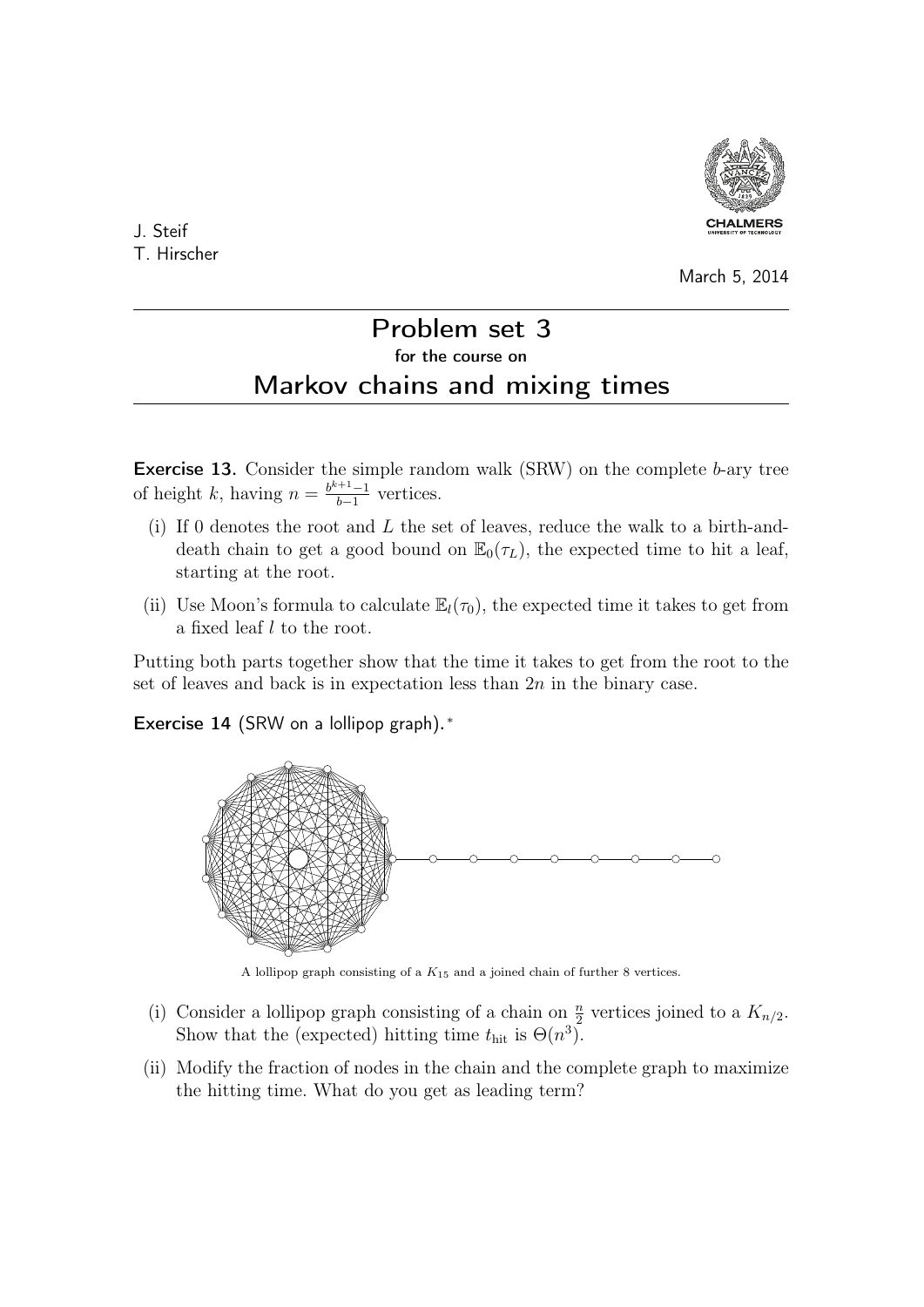J. Steif
T. Hirscher

March 5, 2014

# Problem set 3
for the course on
## Markov chains and mixing times

**Exercise 13.** Consider the simple random walk (SRW) on the complete $b$-ary tree of height $k$, having $n = \frac{b^{k+1}-1}{b-1}$ vertices.

(i) If 0 denotes the root and $L$ the set of leaves, reduce the walk to a birth-and-death chain to get a good bound on $\mathbb{E}_0(\tau_L)$, the expected time to hit a leaf, starting at the root.

(ii) Use Moon's formula to calculate $\mathbb{E}_l(\tau_0)$, the expected time it takes to get from a fixed leaf $l$ to the root.

Putting both parts together show that the time it takes to get from the root to the set of leaves and back is in expectation less than $2n$ in the binary case.

**Exercise 14** (SRW on a lollipop graph).*

A lollipop graph consisting of a $K_{15}$ and a joined chain of further 8 vertices.

(i) Consider a lollipop graph consisting of a chain on $\frac{n}{2}$ vertices joined to a $K_{n/2}$. Show that the (expected) hitting time $t_{\text{hit}}$ is $\Theta(n^3)$.

(ii) Modify the fraction of nodes in the chain and the complete graph to maximize the hitting time. What do you get as leading term?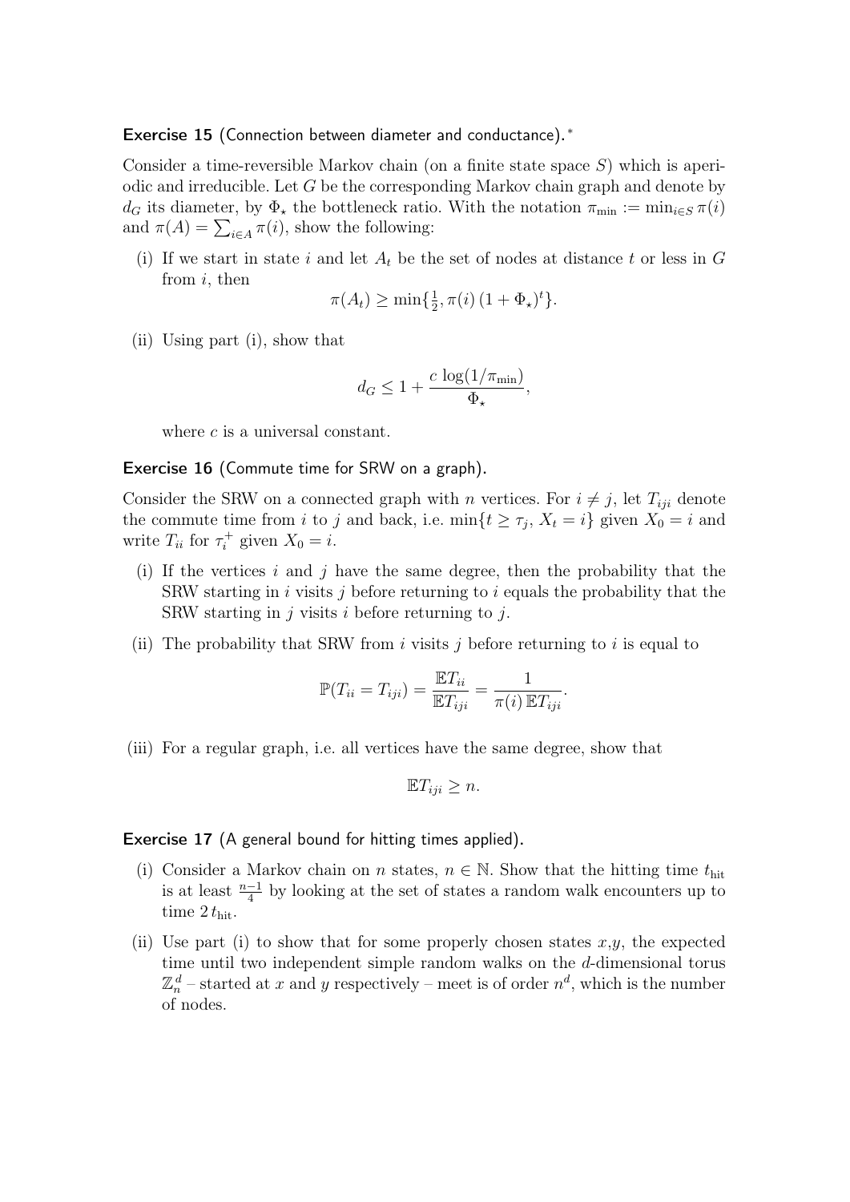### Exercise 15 (Connection between diameter and conductance).*

Consider a time-reversible Markov chain (on a finite state space $S$) which is aperiodic and irreducible. Let $G$ be the corresponding Markov chain graph and denote by $d_G$ its diameter, by $\Phi_\star$ the bottleneck ratio. With the notation $\pi_{\min} := \min_{i \in S} \pi(i)$ and $\pi(A) = \sum_{i \in A} \pi(i)$, show the following:

(i) If we start in state $i$ and let $A_t$ be the set of nodes at distance $t$ or less in $G$ from $i$, then

$$\pi(A_t) \geq \min\{\tfrac{1}{2}, \pi(i)\,(1 + \Phi_\star)^t\}.$$

(ii) Using part (i), show that

$$d_G \leq 1 + \frac{c\,\log(1/\pi_{\min})}{\Phi_\star},$$

where $c$ is a universal constant.

### Exercise 16 (Commute time for SRW on a graph).

Consider the SRW on a connected graph with $n$ vertices. For $i \neq j$, let $T_{iji}$ denote the commute time from $i$ to $j$ and back, i.e. $\min\{t \geq \tau_j, X_t = i\}$ given $X_0 = i$ and write $T_{ii}$ for $\tau_i^+$ given $X_0 = i$.

(i) If the vertices $i$ and $j$ have the same degree, then the probability that the SRW starting in $i$ visits $j$ before returning to $i$ equals the probability that the SRW starting in $j$ visits $i$ before returning to $j$.

(ii) The probability that SRW from $i$ visits $j$ before returning to $i$ is equal to

$$\mathbb{P}(T_{ii} = T_{iji}) = \frac{\mathbb{E}T_{ii}}{\mathbb{E}T_{iji}} = \frac{1}{\pi(i)\,\mathbb{E}T_{iji}}.$$

(iii) For a regular graph, i.e. all vertices have the same degree, show that

$$\mathbb{E}T_{iji} \geq n.$$

### Exercise 17 (A general bound for hitting times applied).

(i) Consider a Markov chain on $n$ states, $n \in \mathbb{N}$. Show that the hitting time $t_{\text{hit}}$ is at least $\frac{n-1}{4}$ by looking at the set of states a random walk encounters up to time $2\,t_{\text{hit}}$.

(ii) Use part (i) to show that for some properly chosen states $x$,$y$, the expected time until two independent simple random walks on the $d$-dimensional torus $\mathbb{Z}_n^d$ – started at $x$ and $y$ respectively – meet is of order $n^d$, which is the number of nodes.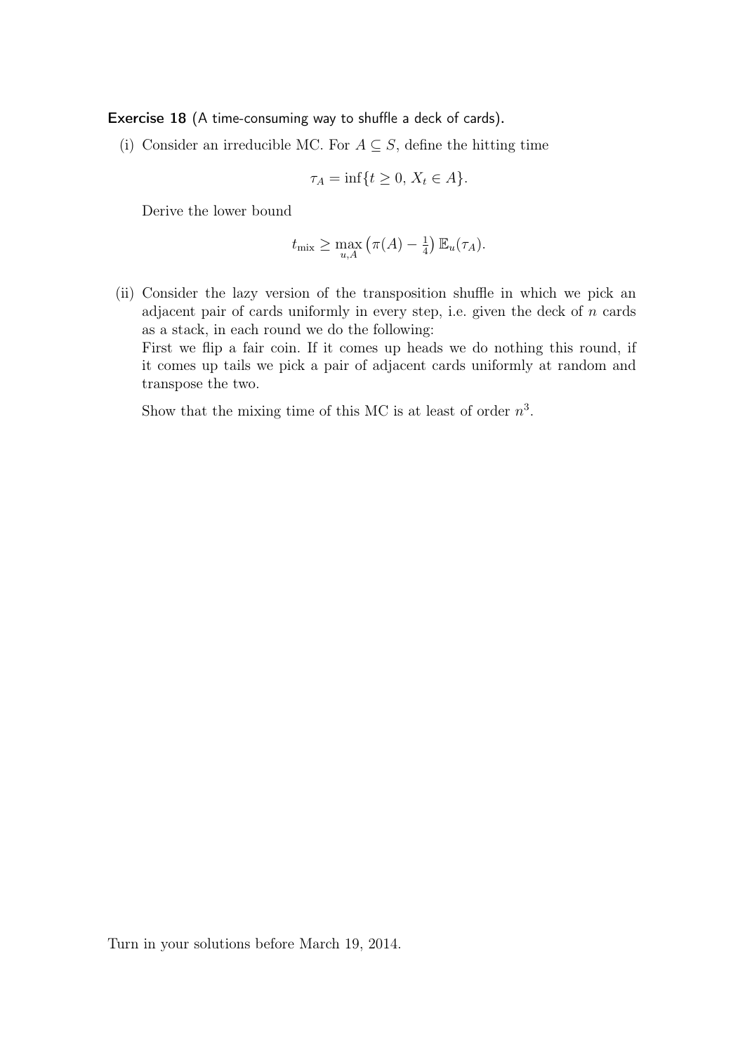**Exercise 18** (A time-consuming way to shuffle a deck of cards).

(i) Consider an irreducible MC. For $A \subseteq S$, define the hitting time

$$\tau_A = \inf\{t \geq 0,\, X_t \in A\}.$$

Derive the lower bound

$$t_{\text{mix}} \geq \max_{u,A} \left(\pi(A) - \tfrac{1}{4}\right) \mathbb{E}_u(\tau_A).$$

(ii) Consider the lazy version of the transposition shuffle in which we pick an adjacent pair of cards uniformly in every step, i.e. given the deck of $n$ cards as a stack, in each round we do the following:
First we flip a fair coin. If it comes up heads we do nothing this round, if it comes up tails we pick a pair of adjacent cards uniformly at random and transpose the two.

Show that the mixing time of this MC is at least of order $n^3$.

Turn in your solutions before March 19, 2014.